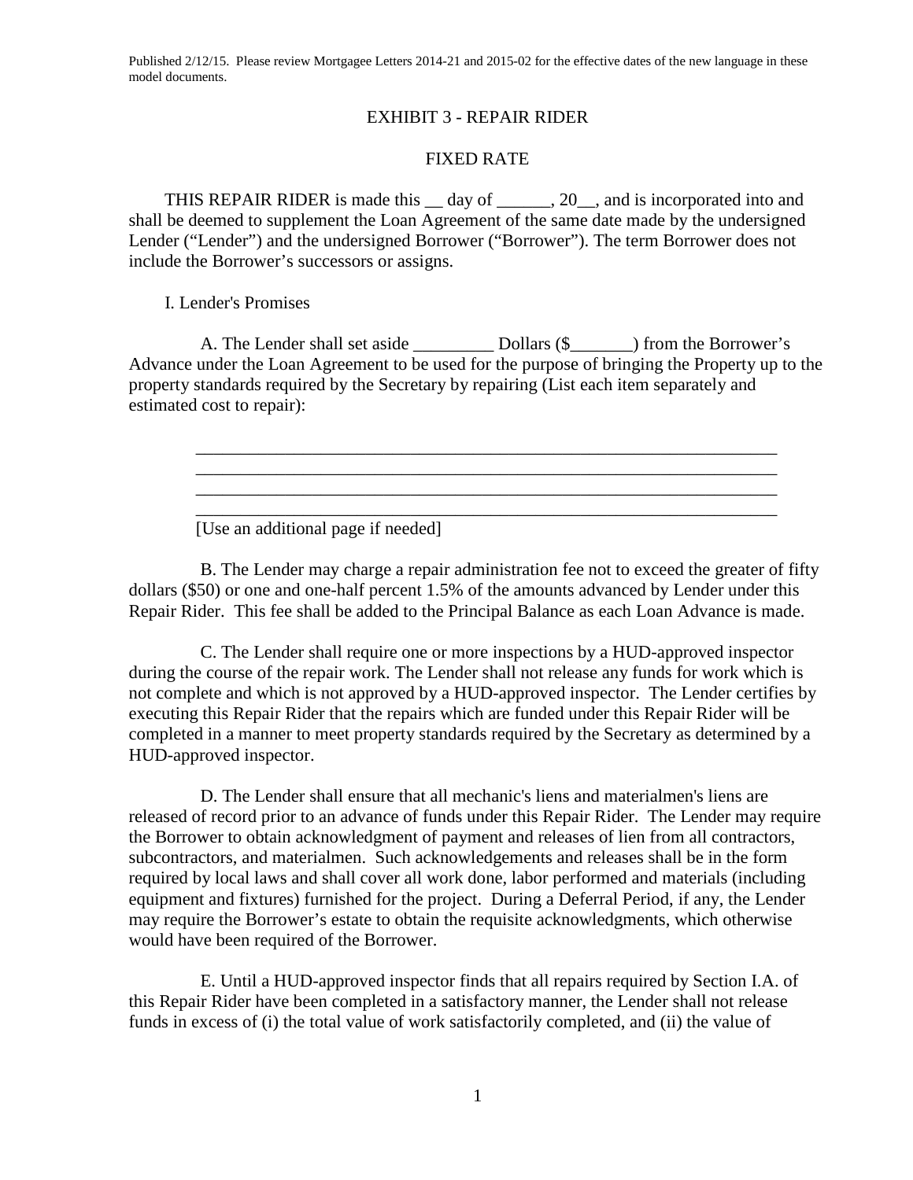Published 2/12/15. Please review Mortgagee Letters 2014-21 and 2015-02 for the effective dates of the new language in these model documents.

# EXHIBIT 3 - REPAIR RIDER

## FIXED RATE

THIS REPAIR RIDER is made this __ day of ______, 20__, and is incorporated into and shall be deemed to supplement the Loan Agreement of the same date made by the undersigned Lender ("Lender") and the undersigned Borrower ("Borrower"). The term Borrower does not include the Borrower's successors or assigns.

I. Lender's Promises

A. The Lender shall set aside _________ Dollars ($_______) from the Borrower's Advance under the Loan Agreement to be used for the purpose of bringing the Property up to the property standards required by the Secretary by repairing (List each item separately and estimated cost to repair):

____________________________________________________________________
____________________________________________________________________
____________________________________________________________________
____________________________________________________________________

[Use an additional page if needed]

B. The Lender may charge a repair administration fee not to exceed the greater of fifty dollars ($50) or one and one-half percent 1.5% of the amounts advanced by Lender under this Repair Rider. This fee shall be added to the Principal Balance as each Loan Advance is made.

C. The Lender shall require one or more inspections by a HUD-approved inspector during the course of the repair work. The Lender shall not release any funds for work which is not complete and which is not approved by a HUD-approved inspector. The Lender certifies by executing this Repair Rider that the repairs which are funded under this Repair Rider will be completed in a manner to meet property standards required by the Secretary as determined by a HUD-approved inspector.

D. The Lender shall ensure that all mechanic's liens and materialmen's liens are released of record prior to an advance of funds under this Repair Rider. The Lender may require the Borrower to obtain acknowledgment of payment and releases of lien from all contractors, subcontractors, and materialmen. Such acknowledgements and releases shall be in the form required by local laws and shall cover all work done, labor performed and materials (including equipment and fixtures) furnished for the project. During a Deferral Period, if any, the Lender may require the Borrower's estate to obtain the requisite acknowledgments, which otherwise would have been required of the Borrower.

E. Until a HUD-approved inspector finds that all repairs required by Section I.A. of this Repair Rider have been completed in a satisfactory manner, the Lender shall not release funds in excess of (i) the total value of work satisfactorily completed, and (ii) the value of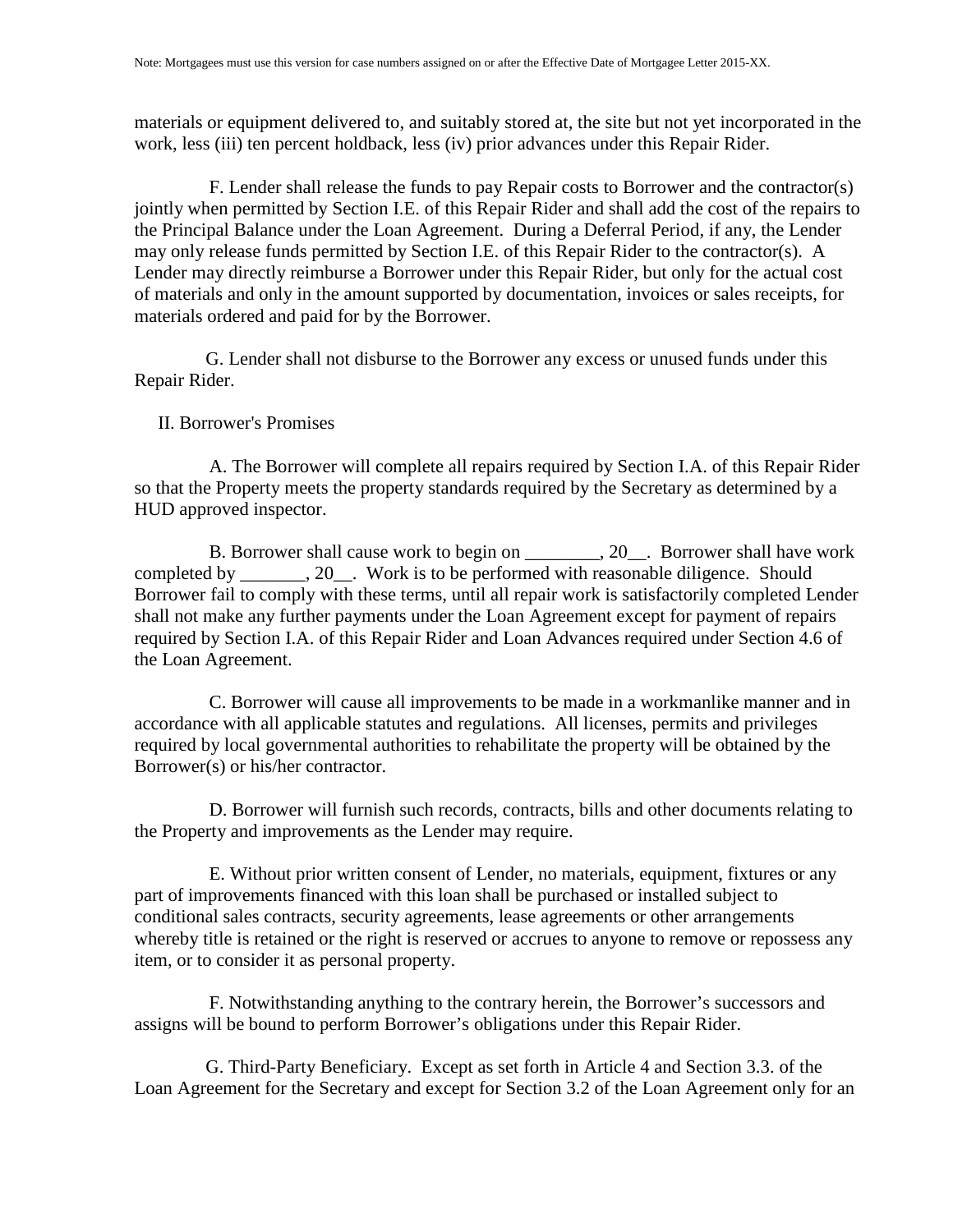materials or equipment delivered to, and suitably stored at, the site but not yet incorporated in the work, less (iii) ten percent holdback, less (iv) prior advances under this Repair Rider.

F. Lender shall release the funds to pay Repair costs to Borrower and the contractor(s) jointly when permitted by Section I.E. of this Repair Rider and shall add the cost of the repairs to the Principal Balance under the Loan Agreement. During a Deferral Period, if any, the Lender may only release funds permitted by Section I.E. of this Repair Rider to the contractor(s). A Lender may directly reimburse a Borrower under this Repair Rider, but only for the actual cost of materials and only in the amount supported by documentation, invoices or sales receipts, for materials ordered and paid for by the Borrower.

G. Lender shall not disburse to the Borrower any excess or unused funds under this Repair Rider.

II. Borrower's Promises

A. The Borrower will complete all repairs required by Section I.A. of this Repair Rider so that the Property meets the property standards required by the Secretary as determined by a HUD approved inspector.

B. Borrower shall cause work to begin on ________, 20__. Borrower shall have work completed by _______, 20__. Work is to be performed with reasonable diligence. Should Borrower fail to comply with these terms, until all repair work is satisfactorily completed Lender shall not make any further payments under the Loan Agreement except for payment of repairs required by Section I.A. of this Repair Rider and Loan Advances required under Section 4.6 of the Loan Agreement.

C. Borrower will cause all improvements to be made in a workmanlike manner and in accordance with all applicable statutes and regulations. All licenses, permits and privileges required by local governmental authorities to rehabilitate the property will be obtained by the Borrower(s) or his/her contractor.

D. Borrower will furnish such records, contracts, bills and other documents relating to the Property and improvements as the Lender may require.

E. Without prior written consent of Lender, no materials, equipment, fixtures or any part of improvements financed with this loan shall be purchased or installed subject to conditional sales contracts, security agreements, lease agreements or other arrangements whereby title is retained or the right is reserved or accrues to anyone to remove or repossess any item, or to consider it as personal property.

F. Notwithstanding anything to the contrary herein, the Borrower's successors and assigns will be bound to perform Borrower's obligations under this Repair Rider.

G. Third-Party Beneficiary. Except as set forth in Article 4 and Section 3.3. of the Loan Agreement for the Secretary and except for Section 3.2 of the Loan Agreement only for an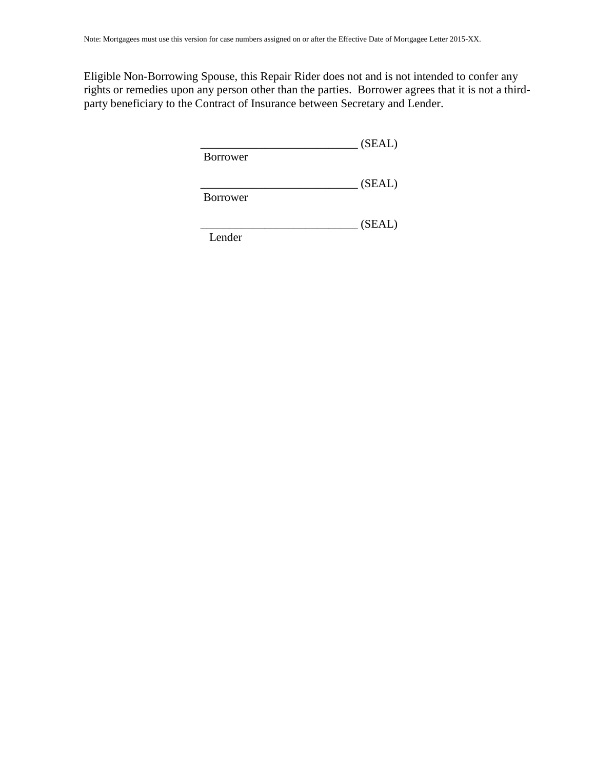Eligible Non-Borrowing Spouse, this Repair Rider does not and is not intended to confer any rights or remedies upon any person other than the parties. Borrower agrees that it is not a third-party beneficiary to the Contract of Insurance between Secretary and Lender.

____________________________ (SEAL)
Borrower

____________________________ (SEAL)
Borrower

____________________________ (SEAL)
Lender